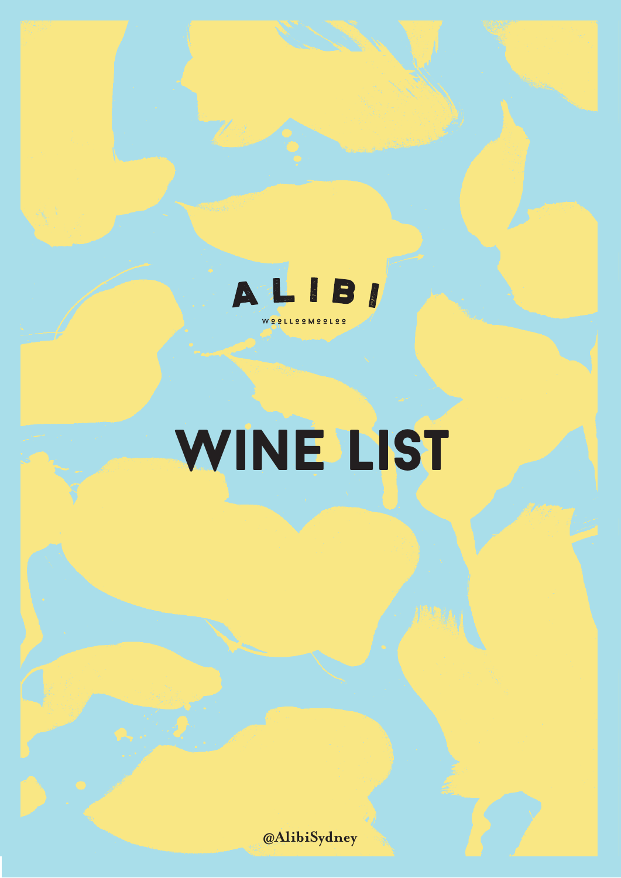ALIBI

WOOLLOOMOOLOO

# WINE LIST

@AlibiSydney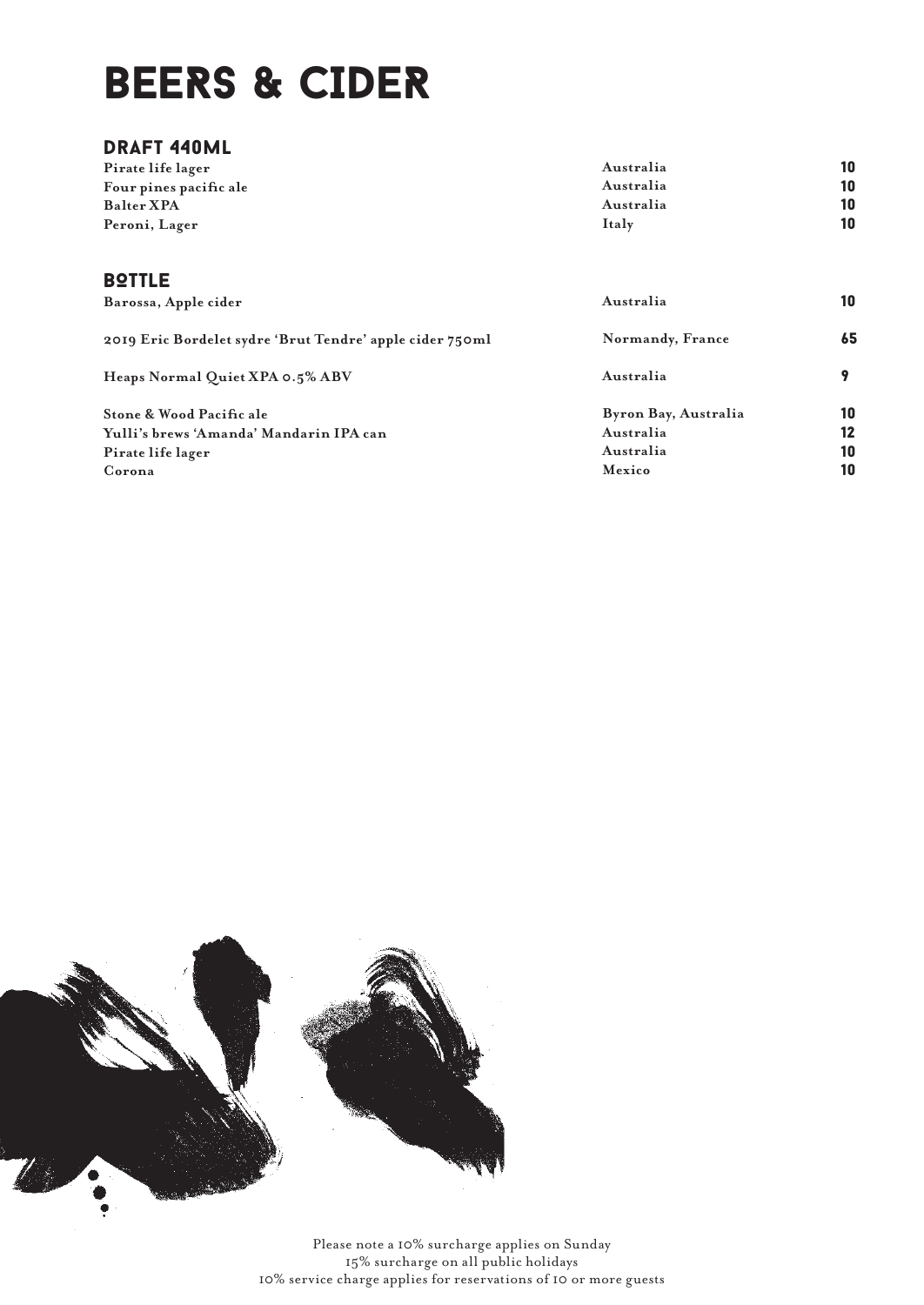# BEERS & CIDER

## DRAFT 440ML

| | | |
|---|---|---|
| Pirate life lager | Australia | 10 |
| Four pines pacific ale | Australia | 10 |
| Balter XPA | Australia | 10 |
| Peroni, Lager | Italy | 10 |

## BOTTLE

| | | |
|---|---|---|
| Barossa, Apple cider | Australia | 10 |
| 2019 Eric Bordelet sydre 'Brut Tendre' apple cider 750ml | Normandy, France | 65 |
| Heaps Normal Quiet XPA 0.5% ABV | Australia | 9 |
| Stone & Wood Pacific ale | Byron Bay, Australia | 10 |
| Yulli's brews 'Amanda' Mandarin IPA can | Australia | 12 |
| Pirate life lager | Australia | 10 |
| Corona | Mexico | 10 |

Please note a 10% surcharge applies on Sunday
15% surcharge on all public holidays
10% service charge applies for reservations of 10 or more guests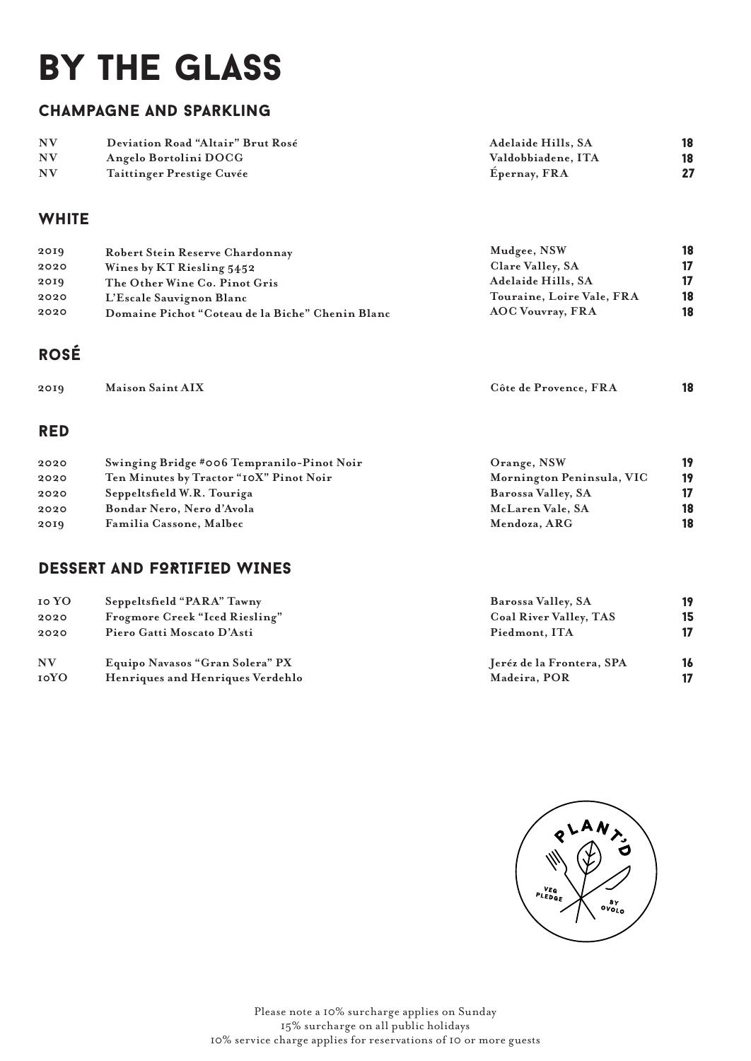# BY THE GLASS

## CHAMPAGNE AND SPARKLING

| | | | |
|---|---|---|---|
| NV | Deviation Road "Altair" Brut Rosé | Adelaide Hills, SA | 18 |
| NV | Angelo Bortolini DOCG | Valdobbiadene, ITA | 18 |
| NV | Taittinger Prestige Cuvée | Épernay, FRA | 27 |

## WHITE

| | | | |
|---|---|---|---|
| 2019 | Robert Stein Reserve Chardonnay | Mudgee, NSW | 18 |
| 2020 | Wines by KT Riesling 5452 | Clare Valley, SA | 17 |
| 2019 | The Other Wine Co. Pinot Gris | Adelaide Hills, SA | 17 |
| 2020 | L'Escale Sauvignon Blanc | Touraine, Loire Vale, FRA | 18 |
| 2020 | Domaine Pichot "Coteau de la Biche" Chenin Blanc | AOC Vouvray, FRA | 18 |

## ROSÉ

| | | | |
|---|---|---|---|
| 2019 | Maison Saint AIX | Côte de Provence, FRA | 18 |

## RED

| | | | |
|---|---|---|---|
| 2020 | Swinging Bridge #006 Tempranilo-Pinot Noir | Orange, NSW | 19 |
| 2020 | Ten Minutes by Tractor "10X" Pinot Noir | Mornington Peninsula, VIC | 19 |
| 2020 | Seppeltsfield W.R. Touriga | Barossa Valley, SA | 17 |
| 2020 | Bondar Nero, Nero d'Avola | McLaren Vale, SA | 18 |
| 2019 | Familia Cassone, Malbec | Mendoza, ARG | 18 |

## DESSERT AND FORTIFIED WINES

| | | | |
|---|---|---|---|
| 10 YO | Seppeltsfield "PARA" Tawny | Barossa Valley, SA | 19 |
| 2020 | Frogmore Creek "Iced Riesling" | Coal River Valley, TAS | 15 |
| 2020 | Piero Gatti Moscato D'Asti | Piedmont, ITA | 17 |
| NV | Equipo Navasos "Gran Solera" PX | Jeréz de la Frontera, SPA | 16 |
| 10YO | Henriques and Henriques Verdehlo | Madeira, POR | 17 |

PLANT'D VEG PLEDGE BY OVOLO

Please note a 10% surcharge applies on Sunday
15% surcharge on all public holidays
10% service charge applies for reservations of 10 or more guests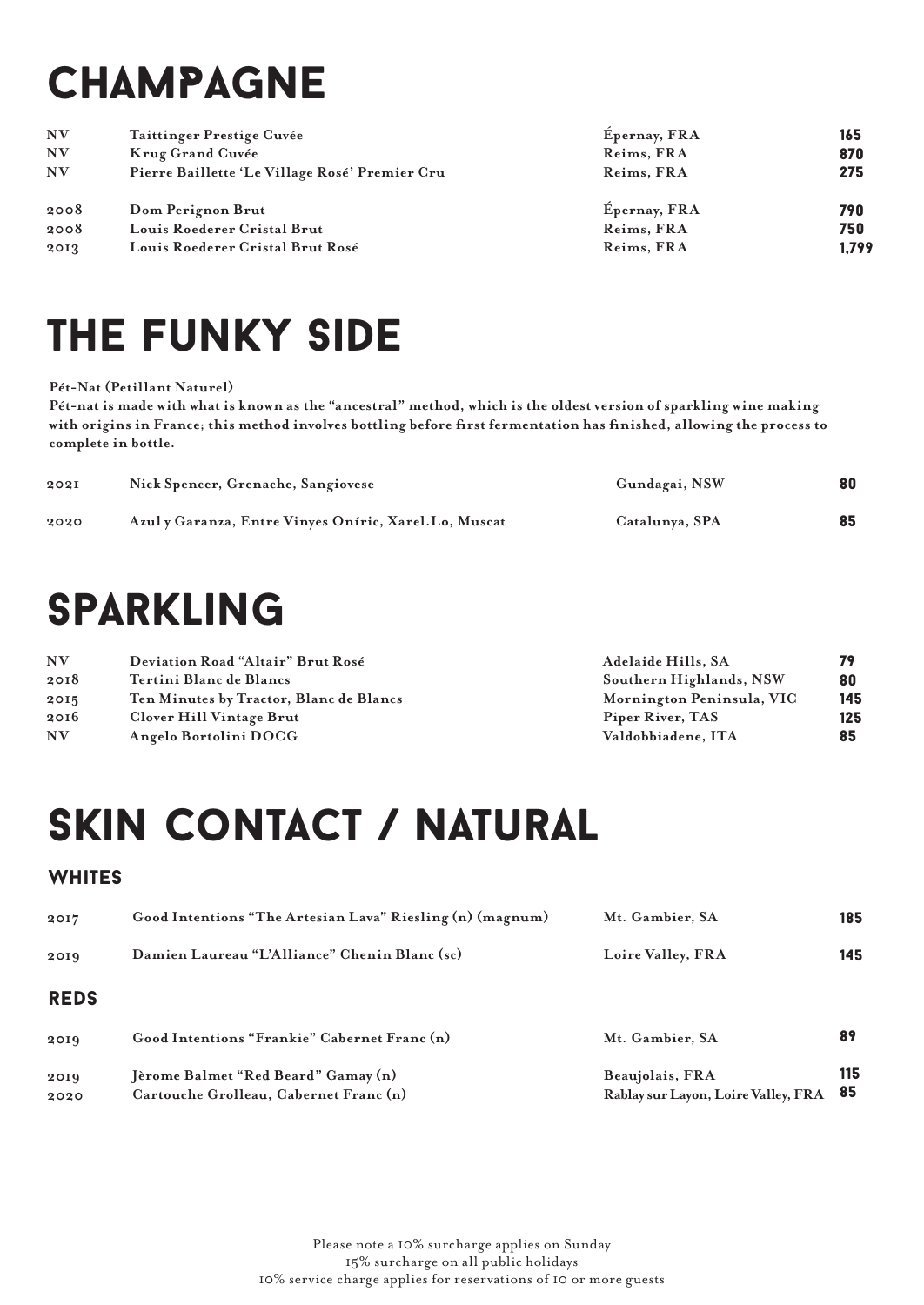# CHAMPAGNE

| | | | |
|---|---|---|---|
| NV | Taittinger Prestige Cuvée | Épernay, FRA | 165 |
| NV | Krug Grand Cuvée | Reims, FRA | 870 |
| NV | Pierre Baillette 'Le Village Rosé' Premier Cru | Reims, FRA | 275 |
| 2008 | Dom Perignon Brut | Épernay, FRA | 790 |
| 2008 | Louis Roederer Cristal Brut | Reims, FRA | 750 |
| 2013 | Louis Roederer Cristal Brut Rosé | Reims, FRA | 1,799 |

# THE FUNKY SIDE

**Pét-Nat (Petillant Naturel)**

**Pét-nat is made with what is known as the "ancestral" method, which is the oldest version of sparkling wine making with origins in France; this method involves bottling before first fermentation has finished, allowing the process to complete in bottle.**

| | | | |
|---|---|---|---|
| 2021 | Nick Spencer, Grenache, Sangiovese | Gundagai, NSW | 80 |
| 2020 | Azul y Garanza, Entre Vinyes Oníric, Xarel.Lo, Muscat | Catalunya, SPA | 85 |

# SPARKLING

| | | | |
|---|---|---|---|
| NV | Deviation Road "Altair" Brut Rosé | Adelaide Hills, SA | 79 |
| 2018 | Tertini Blanc de Blancs | Southern Highlands, NSW | 80 |
| 2015 | Ten Minutes by Tractor, Blanc de Blancs | Mornington Peninsula, VIC | 145 |
| 2016 | Clover Hill Vintage Brut | Piper River, TAS | 125 |
| NV | Angelo Bortolini DOCG | Valdobbiadene, ITA | 85 |

# SKIN CONTACT / NATURAL

## WHITES

| | | | |
|---|---|---|---|
| 2017 | Good Intentions "The Artesian Lava" Riesling (n) (magnum) | Mt. Gambier, SA | 185 |
| 2019 | Damien Laureau "L'Alliance" Chenin Blanc (sc) | Loire Valley, FRA | 145 |

## REDS

| | | | |
|---|---|---|---|
| 2019 | Good Intentions "Frankie" Cabernet Franc (n) | Mt. Gambier, SA | 89 |
| 2019 | Jèrome Balmet "Red Beard" Gamay (n) | Beaujolais, FRA | 115 |
| 2020 | Cartouche Grolleau, Cabernet Franc (n) | Rablay sur Layon, Loire Valley, FRA | 85 |

Please note a 10% surcharge applies on Sunday
15% surcharge on all public holidays
10% service charge applies for reservations of 10 or more guests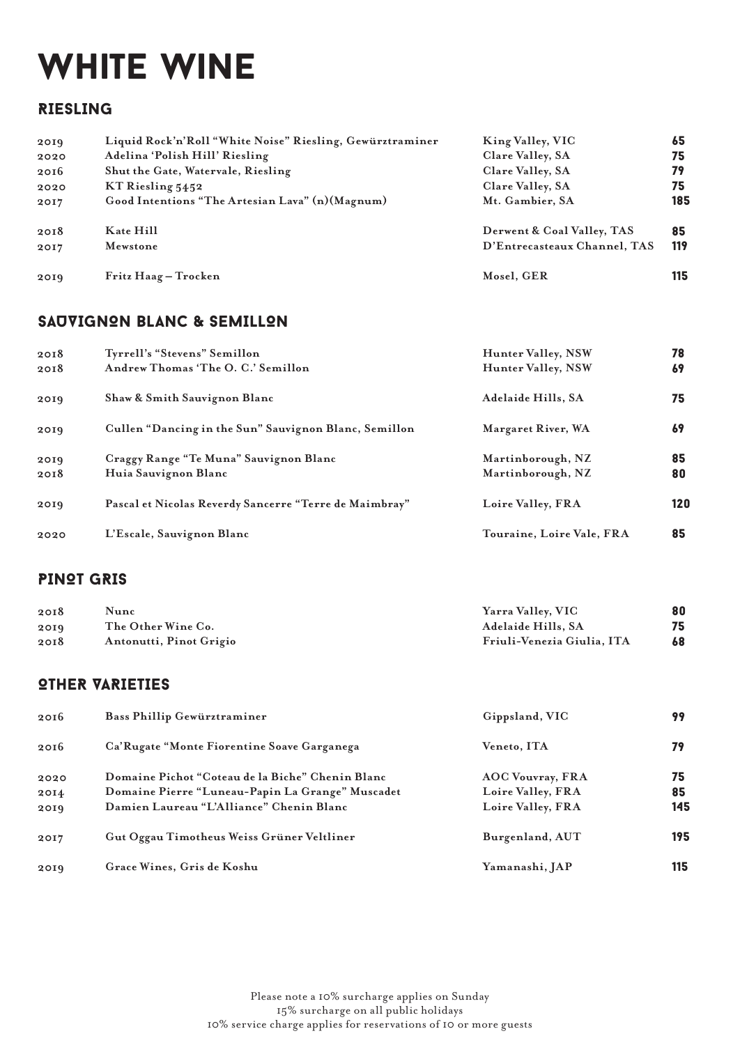# WHITE WINE

## RIESLING

| | | | |
|---|---|---|---|
| 2019 | Liquid Rock'n'Roll "White Noise" Riesling, Gewürztraminer | King Valley, VIC | 65 |
| 2020 | Adelina 'Polish Hill' Riesling | Clare Valley, SA | 75 |
| 2016 | Shut the Gate, Watervale, Riesling | Clare Valley, SA | 79 |
| 2020 | KT Riesling 5452 | Clare Valley, SA | 75 |
| 2017 | Good Intentions "The Artesian Lava" (n)(Magnum) | Mt. Gambier, SA | 185 |
| 2018 | Kate Hill | Derwent & Coal Valley, TAS | 85 |
| 2017 | Mewstone | D'Entrecasteaux Channel, TAS | 119 |
| 2019 | Fritz Haag – Trocken | Mosel, GER | 115 |

## SAUVIGNON BLANC & SEMILLON

| | | | |
|---|---|---|---|
| 2018 | Tyrrell's "Stevens" Semillon | Hunter Valley, NSW | 78 |
| 2018 | Andrew Thomas 'The O. C.' Semillon | Hunter Valley, NSW | 69 |
| 2019 | Shaw & Smith Sauvignon Blanc | Adelaide Hills, SA | 75 |
| 2019 | Cullen "Dancing in the Sun" Sauvignon Blanc, Semillon | Margaret River, WA | 69 |
| 2019 | Craggy Range "Te Muna" Sauvignon Blanc | Martinborough, NZ | 85 |
| 2018 | Huia Sauvignon Blanc | Martinborough, NZ | 80 |
| 2019 | Pascal et Nicolas Reverdy Sancerre "Terre de Maimbray" | Loire Valley, FRA | 120 |
| 2020 | L'Escale, Sauvignon Blanc | Touraine, Loire Vale, FRA | 85 |

## PINOT GRIS

| | | | |
|---|---|---|---|
| 2018 | Nunc | Yarra Valley, VIC | 80 |
| 2019 | The Other Wine Co. | Adelaide Hills, SA | 75 |
| 2018 | Antonutti, Pinot Grigio | Friuli-Venezia Giulia, ITA | 68 |

## OTHER VARIETIES

| | | | |
|---|---|---|---|
| 2016 | Bass Phillip Gewürztraminer | Gippsland, VIC | 99 |
| 2016 | Ca'Rugate "Monte Fiorentine Soave Garganega | Veneto, ITA | 79 |
| 2020 | Domaine Pichot "Coteau de la Biche" Chenin Blanc | AOC Vouvray, FRA | 75 |
| 2014 | Domaine Pierre "Luneau-Papin La Grange" Muscadet | Loire Valley, FRA | 85 |
| 2019 | Damien Laureau "L'Alliance" Chenin Blanc | Loire Valley, FRA | 145 |
| 2017 | Gut Oggau Timotheus Weiss Grüner Veltliner | Burgenland, AUT | 195 |
| 2019 | Grace Wines, Gris de Koshu | Yamanashi, JAP | 115 |

Please note a 10% surcharge applies on Sunday
15% surcharge on all public holidays
10% service charge applies for reservations of 10 or more guests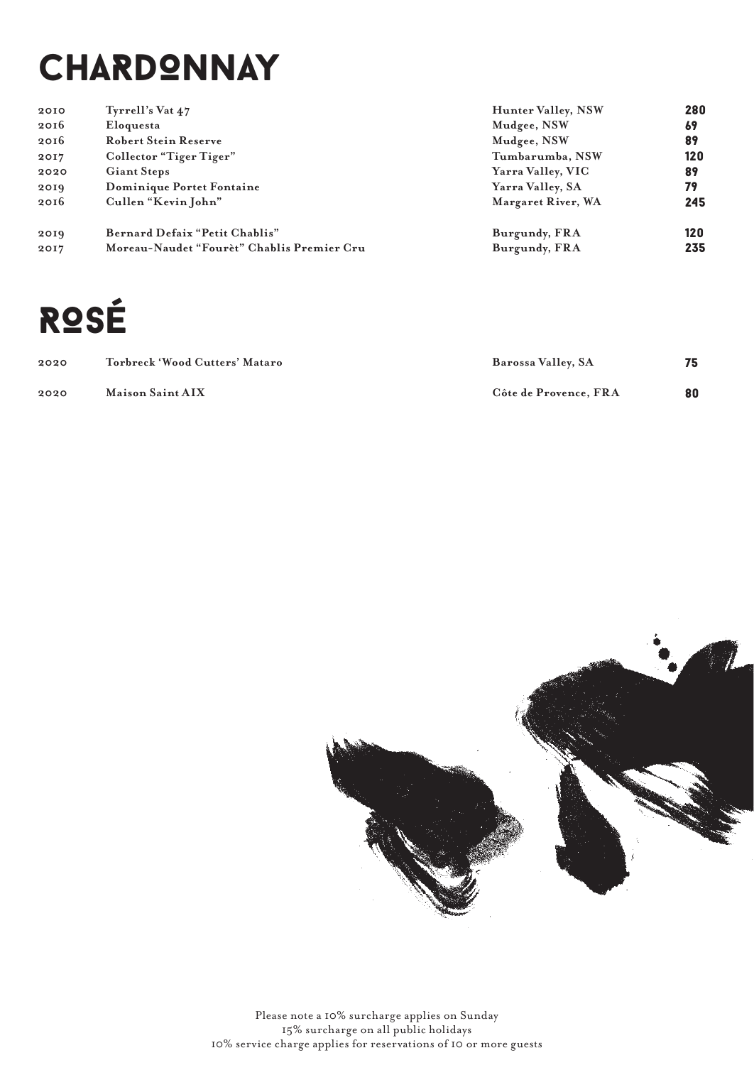# CHARDONNAY

| | | | |
|---|---|---|---|
| 2010 | Tyrrell's Vat 47 | Hunter Valley, NSW | 280 |
| 2016 | Eloquesta | Mudgee, NSW | 69 |
| 2016 | Robert Stein Reserve | Mudgee, NSW | 89 |
| 2017 | Collector "Tiger Tiger" | Tumbarumba, NSW | 120 |
| 2020 | Giant Steps | Yarra Valley, VIC | 89 |
| 2019 | Dominique Portet Fontaine | Yarra Valley, SA | 79 |
| 2016 | Cullen "Kevin John" | Margaret River, WA | 245 |
| 2019 | Bernard Defaix "Petit Chablis" | Burgundy, FRA | 120 |
| 2017 | Moreau-Naudet "Fourèt" Chablis Premier Cru | Burgundy, FRA | 235 |

# ROSÉ

| | | | |
|---|---|---|---|
| 2020 | Torbreck 'Wood Cutters' Mataro | Barossa Valley, SA | 75 |
| 2020 | Maison Saint AIX | Côte de Provence, FRA | 80 |

Please note a 10% surcharge applies on Sunday
15% surcharge on all public holidays
10% service charge applies for reservations of 10 or more guests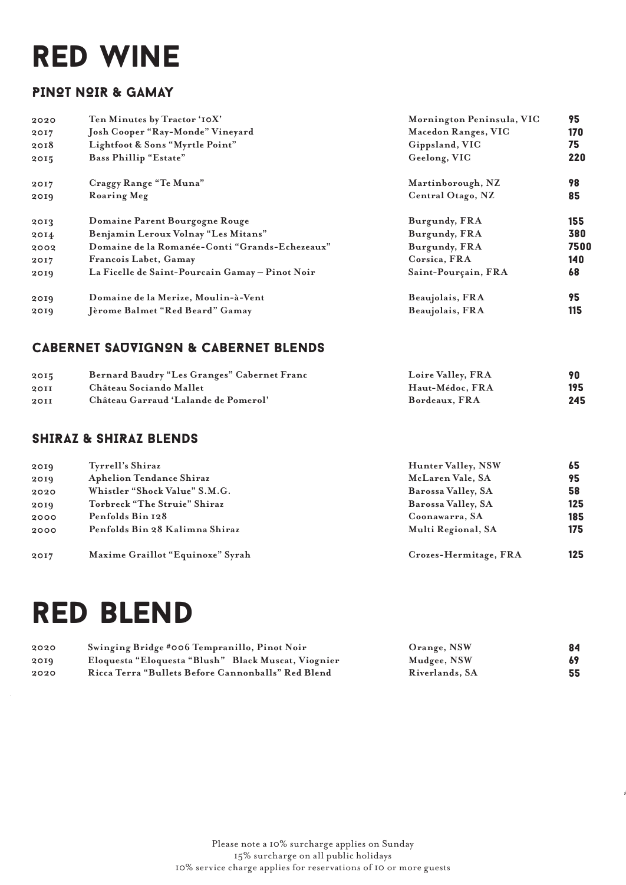# RED WINE

## PINOT NOIR & GAMAY

| | | | |
|---|---|---|---|
| 2020 | Ten Minutes by Tractor '10X' | Mornington Peninsula, VIC | 95 |
| 2017 | Josh Cooper "Ray-Monde" Vineyard | Macedon Ranges, VIC | 170 |
| 2018 | Lightfoot & Sons "Myrtle Point" | Gippsland, VIC | 75 |
| 2015 | Bass Phillip "Estate" | Geelong, VIC | 220 |
| 2017 | Craggy Range "Te Muna" | Martinborough, NZ | 98 |
| 2019 | Roaring Meg | Central Otago, NZ | 85 |
| 2013 | Domaine Parent Bourgogne Rouge | Burgundy, FRA | 155 |
| 2014 | Benjamin Leroux Volnay "Les Mitans" | Burgundy, FRA | 380 |
| 2002 | Domaine de la Romanée-Conti "Grands-Echezeaux" | Burgundy, FRA | 7500 |
| 2017 | Francois Labet, Gamay | Corsica, FRA | 140 |
| 2019 | La Ficelle de Saint-Pourcain Gamay – Pinot Noir | Saint-Pourçain, FRA | 68 |
| 2019 | Domaine de la Merize, Moulin-à-Vent | Beaujolais, FRA | 95 |
| 2019 | Jèrome Balmet "Red Beard" Gamay | Beaujolais, FRA | 115 |

## CABERNET SAUVIGNON & CABERNET BLENDS

| | | | |
|---|---|---|---|
| 2015 | Bernard Baudry "Les Granges" Cabernet Franc | Loire Valley, FRA | 90 |
| 2011 | Château Sociando Mallet | Haut-Médoc, FRA | 195 |
| 2011 | Château Garraud 'Lalande de Pomerol' | Bordeaux, FRA | 245 |

## SHIRAZ & SHIRAZ BLENDS

| | | | |
|---|---|---|---|
| 2019 | Tyrrell's Shiraz | Hunter Valley, NSW | 65 |
| 2019 | Aphelion Tendance Shiraz | McLaren Vale, SA | 95 |
| 2020 | Whistler "Shock Value" S.M.G. | Barossa Valley, SA | 58 |
| 2019 | Torbreck "The Struie" Shiraz | Barossa Valley, SA | 125 |
| 2000 | Penfolds Bin 128 | Coonawarra, SA | 185 |
| 2000 | Penfolds Bin 28 Kalimna Shiraz | Multi Regional, SA | 175 |
| 2017 | Maxime Graillot "Equinoxe" Syrah | Crozes-Hermitage, FRA | 125 |

# RED BLEND

| | | | |
|---|---|---|---|
| 2020 | Swinging Bridge #006 Tempranillo, Pinot Noir | Orange, NSW | 84 |
| 2019 | Eloquesta "Eloquesta "Blush" Black Muscat, Viognier | Mudgee, NSW | 69 |
| 2020 | Ricca Terra "Bullets Before Cannonballs" Red Blend | Riverlands, SA | 55 |

Please note a 10% surcharge applies on Sunday
15% surcharge on all public holidays
10% service charge applies for reservations of 10 or more guests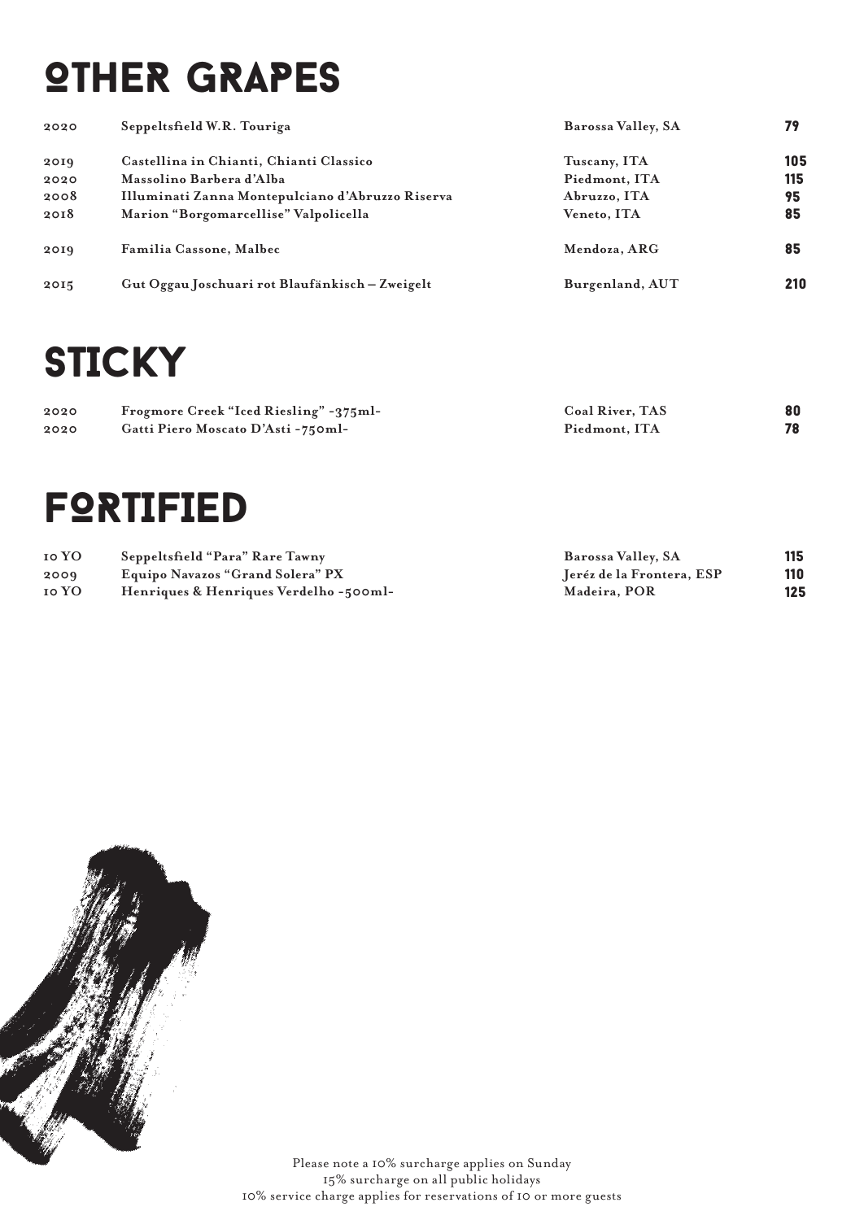# OTHER GRAPES

| | | | |
|---|---|---|---|
| 2020 | Seppeltsfield W.R. Touriga | Barossa Valley, SA | 79 |
| 2019 | Castellina in Chianti, Chianti Classico | Tuscany, ITA | 105 |
| 2020 | Massolino Barbera d'Alba | Piedmont, ITA | 115 |
| 2008 | Illuminati Zanna Montepulciano d'Abruzzo Riserva | Abruzzo, ITA | 95 |
| 2018 | Marion "Borgomarcellise" Valpolicella | Veneto, ITA | 85 |
| 2019 | Familia Cassone, Malbec | Mendoza, ARG | 85 |
| 2015 | Gut Oggau Joschuari rot Blaufänkisch – Zweigelt | Burgenland, AUT | 210 |

# STICKY

| | | | |
|---|---|---|---|
| 2020 | Frogmore Creek "Iced Riesling" -375ml- | Coal River, TAS | 80 |
| 2020 | Gatti Piero Moscato D'Asti -750ml- | Piedmont, ITA | 78 |

# FORTIFIED

| | | | |
|---|---|---|---|
| 10 YO | Seppeltsfield "Para" Rare Tawny | Barossa Valley, SA | 115 |
| 2009 | Equipo Navazos "Grand Solera" PX | Jeréz de la Frontera, ESP | 110 |
| 10 YO | Henriques & Henriques Verdelho -500ml- | Madeira, POR | 125 |

Please note a 10% surcharge applies on Sunday
15% surcharge on all public holidays
10% service charge applies for reservations of 10 or more guests